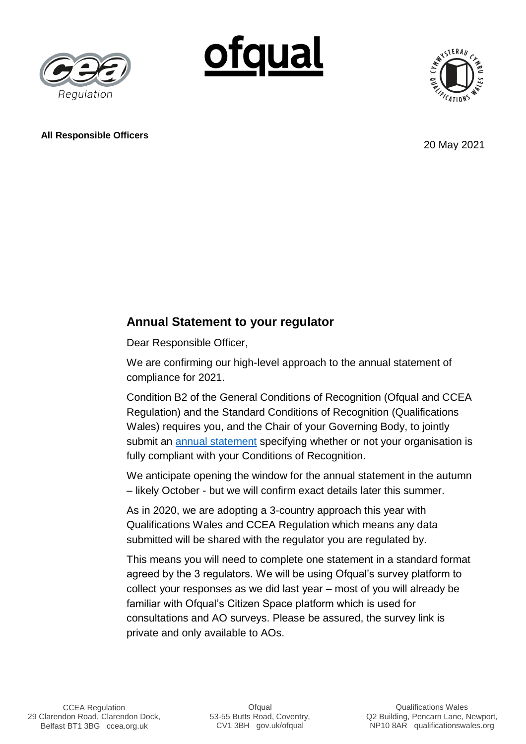**All Responsible Officers**

20 May 2021

## Annual Statement to your regulator

Dear Responsible Officer,

We are confirming our high-level approach to the annual statement of compliance for 2021.

Condition B2 of the General Conditions of Recognition (Ofqual and CCEA Regulation) and the Standard Conditions of Recognition (Qualifications Wales) requires you, and the Chair of your Governing Body, to jointly submit an annual statement specifying whether or not your organisation is fully compliant with your Conditions of Recognition.

We anticipate opening the window for the annual statement in the autumn – likely October - but we will confirm exact details later this summer.

As in 2020, we are adopting a 3-country approach this year with Qualifications Wales and CCEA Regulation which means any data submitted will be shared with the regulator you are regulated by.

This means you will need to complete one statement in a standard format agreed by the 3 regulators. We will be using Ofqual's survey platform to collect your responses as we did last year – most of you will already be familiar with Ofqual's Citizen Space platform which is used for consultations and AO surveys. Please be assured, the survey link is private and only available to AOs.

CCEA Regulation
29 Clarendon Road, Clarendon Dock,
Belfast BT1 3BG ccea.org.uk

Ofqual
53-55 Butts Road, Coventry,
CV1 3BH gov.uk/ofqual

Qualifications Wales
Q2 Building, Pencarn Lane, Newport,
NP10 8AR qualificationswales.org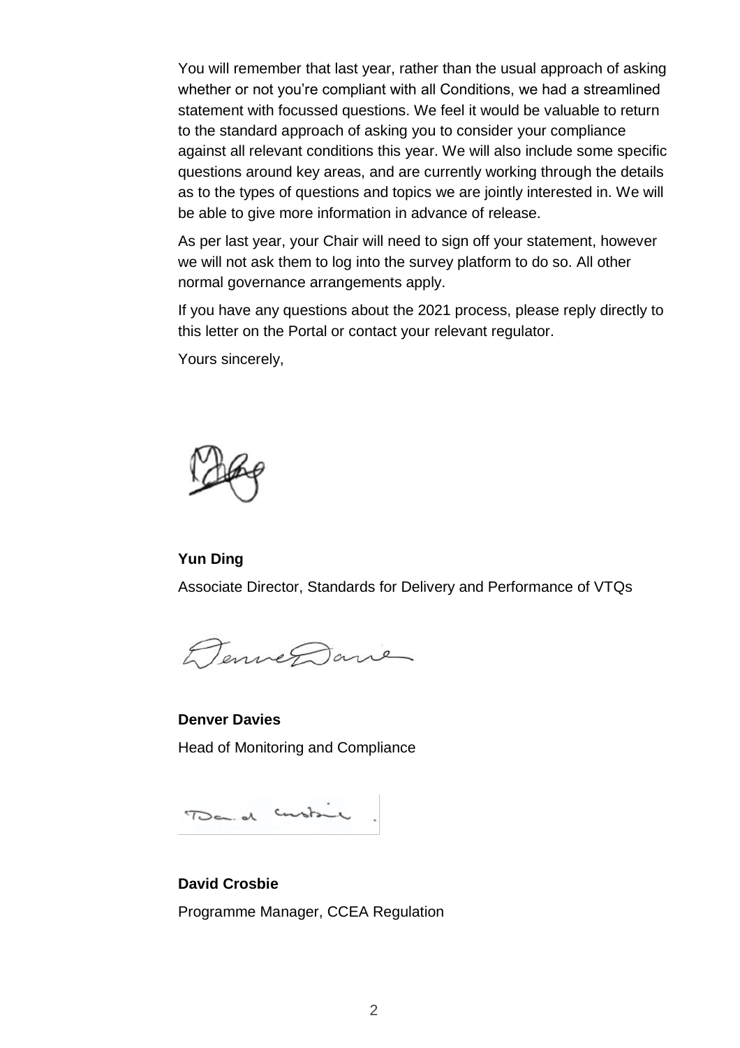You will remember that last year, rather than the usual approach of asking whether or not you're compliant with all Conditions, we had a streamlined statement with focussed questions. We feel it would be valuable to return to the standard approach of asking you to consider your compliance against all relevant conditions this year. We will also include some specific questions around key areas, and are currently working through the details as to the types of questions and topics we are jointly interested in. We will be able to give more information in advance of release.

As per last year, your Chair will need to sign off your statement, however we will not ask them to log into the survey platform to do so. All other normal governance arrangements apply.

If you have any questions about the 2021 process, please reply directly to this letter on the Portal or contact your relevant regulator.

Yours sincerely,

**Yun Ding**

Associate Director, Standards for Delivery and Performance of VTQs

**Denver Davies**

Head of Monitoring and Compliance

**David Crosbie**

Programme Manager, CCEA Regulation